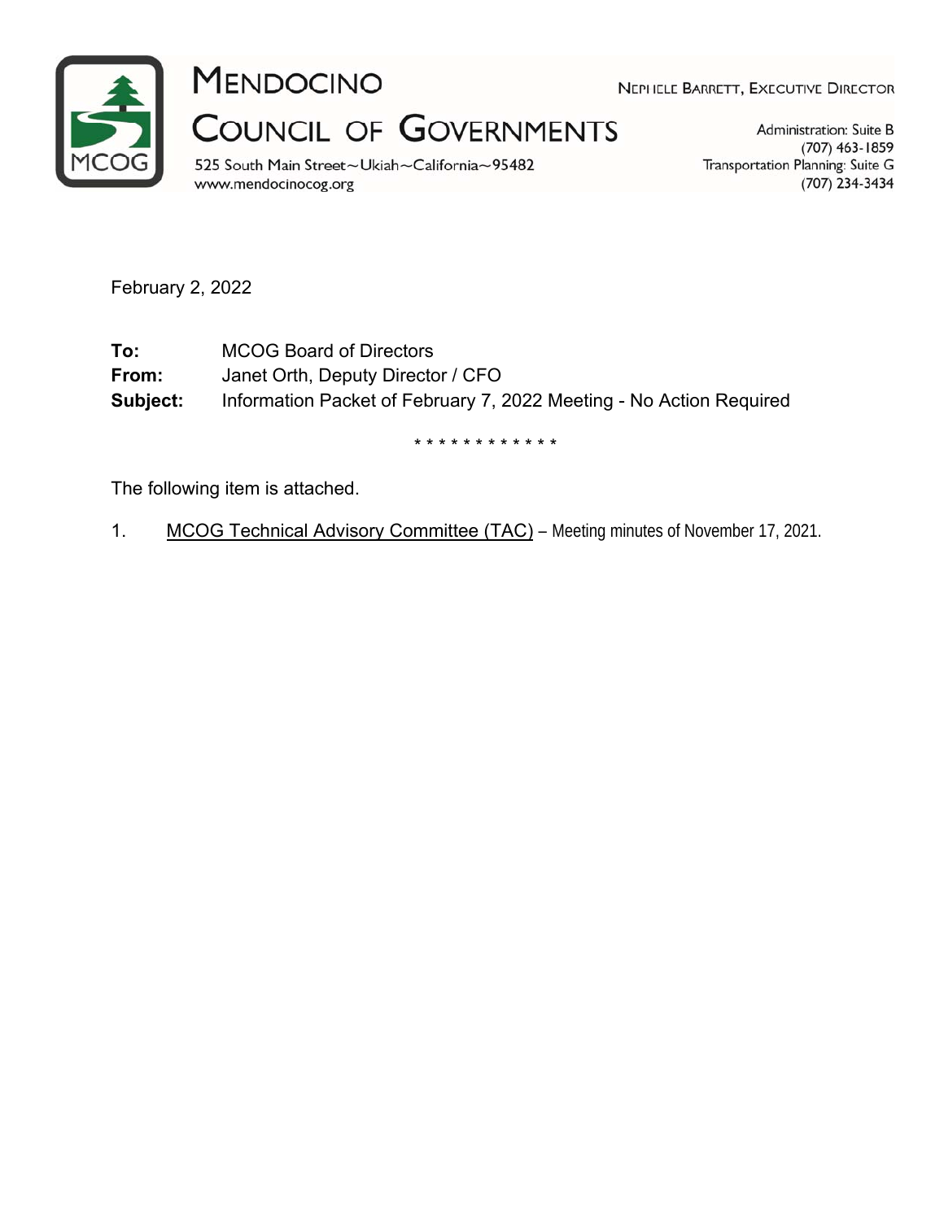# MENDOCINO COUNCIL OF GOVERNMENTS

525 South Main Street~Ukiah~California~95482
www.mendocinocog.org

NEPHELE BARRETT, EXECUTIVE DIRECTOR

Administration: Suite B
(707) 463-1859
Transportation Planning: Suite G
(707) 234-3434

February 2, 2022

**To:** MCOG Board of Directors
**From:** Janet Orth, Deputy Director / CFO
**Subject:** Information Packet of February 7, 2022 Meeting - No Action Required

\* \* \* \* \* \* \* \* \* \* \* \* \*

The following item is attached.

1. MCOG Technical Advisory Committee (TAC) – Meeting minutes of November 17, 2021.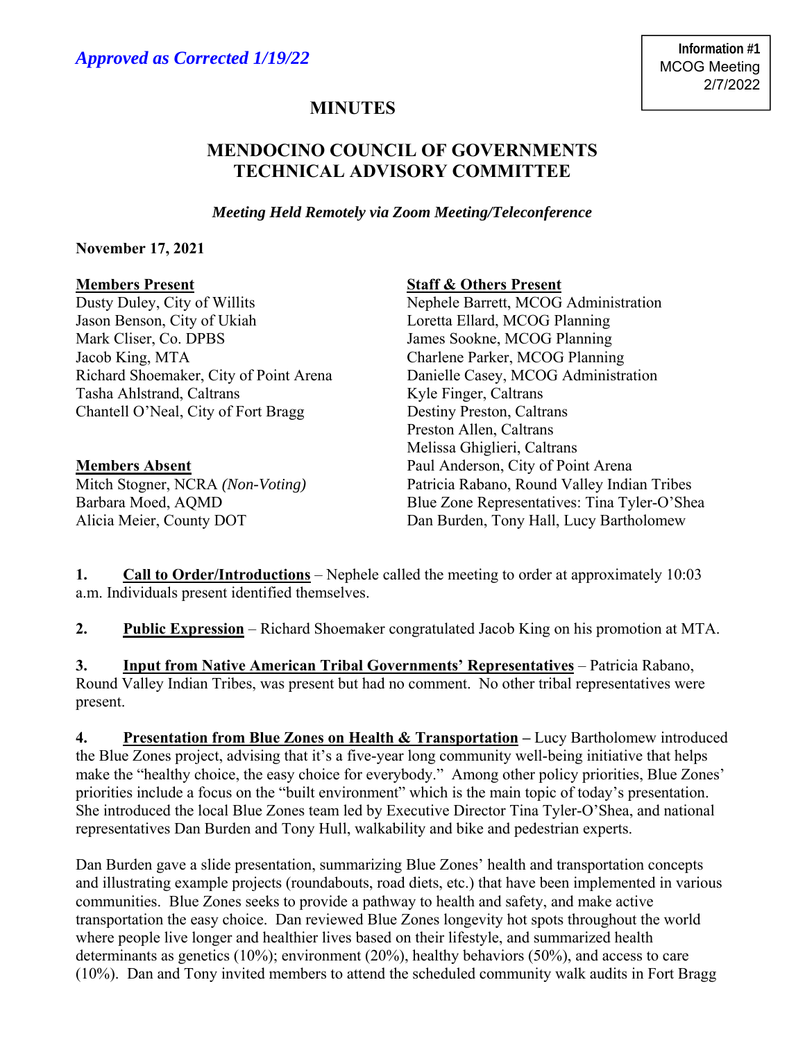*Approved as Corrected 1/19/22*

**Information #1**
MCOG Meeting
2/7/2022

# MINUTES

## MENDOCINO COUNCIL OF GOVERNMENTS TECHNICAL ADVISORY COMMITTEE

***Meeting Held Remotely via Zoom Meeting/Teleconference***

**November 17, 2021**

**Members Present**

Dusty Duley, City of Willits
Jason Benson, City of Ukiah
Mark Cliser, Co. DPBS
Jacob King, MTA
Richard Shoemaker, City of Point Arena
Tasha Ahlstrand, Caltrans
Chantell O'Neal, City of Fort Bragg

**Members Absent**

Mitch Stogner, NCRA *(Non-Voting)*
Barbara Moed, AQMD
Alicia Meier, County DOT

**Staff & Others Present**

Nephele Barrett, MCOG Administration
Loretta Ellard, MCOG Planning
James Sookne, MCOG Planning
Charlene Parker, MCOG Planning
Danielle Casey, MCOG Administration
Kyle Finger, Caltrans
Destiny Preston, Caltrans
Preston Allen, Caltrans
Melissa Ghiglieri, Caltrans
Paul Anderson, City of Point Arena
Patricia Rabano, Round Valley Indian Tribes
Blue Zone Representatives: Tina Tyler-O'Shea
Dan Burden, Tony Hall, Lucy Bartholomew

**1. Call to Order/Introductions** – Nephele called the meeting to order at approximately 10:03 a.m. Individuals present identified themselves.

**2. Public Expression** – Richard Shoemaker congratulated Jacob King on his promotion at MTA.

**3. Input from Native American Tribal Governments' Representatives** – Patricia Rabano, Round Valley Indian Tribes, was present but had no comment. No other tribal representatives were present.

**4. Presentation from Blue Zones on Health & Transportation** – Lucy Bartholomew introduced the Blue Zones project, advising that it's a five-year long community well-being initiative that helps make the "healthy choice, the easy choice for everybody." Among other policy priorities, Blue Zones' priorities include a focus on the "built environment" which is the main topic of today's presentation. She introduced the local Blue Zones team led by Executive Director Tina Tyler-O'Shea, and national representatives Dan Burden and Tony Hull, walkability and bike and pedestrian experts.

Dan Burden gave a slide presentation, summarizing Blue Zones' health and transportation concepts and illustrating example projects (roundabouts, road diets, etc.) that have been implemented in various communities. Blue Zones seeks to provide a pathway to health and safety, and make active transportation the easy choice. Dan reviewed Blue Zones longevity hot spots throughout the world where people live longer and healthier lives based on their lifestyle, and summarized health determinants as genetics (10%); environment (20%), healthy behaviors (50%), and access to care (10%). Dan and Tony invited members to attend the scheduled community walk audits in Fort Bragg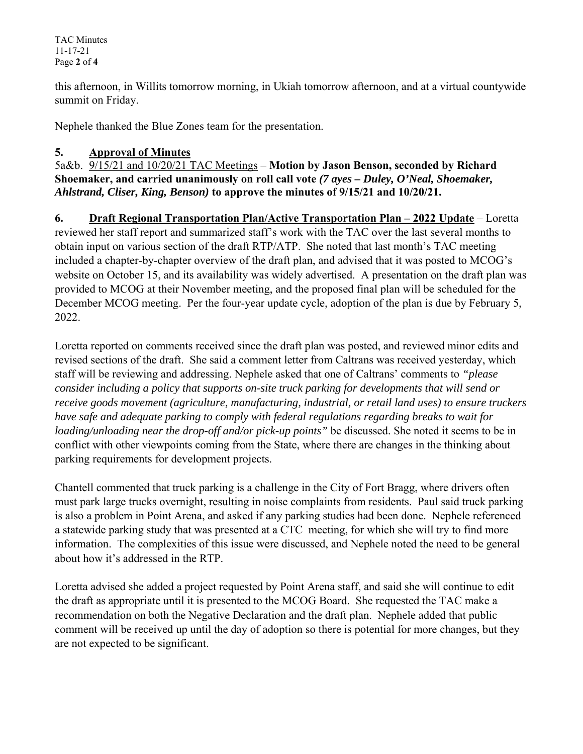this afternoon, in Willits tomorrow morning, in Ukiah tomorrow afternoon, and at a virtual countywide summit on Friday.

Nephele thanked the Blue Zones team for the presentation.

**5. Approval of Minutes**

5a&b. 9/15/21 and 10/20/21 TAC Meetings – **Motion by Jason Benson, seconded by Richard Shoemaker, and carried unanimously on roll call vote *(7 ayes – Duley, O'Neal, Shoemaker, Ahlstrand, Cliser, King, Benson)* to approve the minutes of 9/15/21 and 10/20/21.**

**6. Draft Regional Transportation Plan/Active Transportation Plan – 2022 Update** – Loretta reviewed her staff report and summarized staff's work with the TAC over the last several months to obtain input on various section of the draft RTP/ATP. She noted that last month's TAC meeting included a chapter-by-chapter overview of the draft plan, and advised that it was posted to MCOG's website on October 15, and its availability was widely advertised. A presentation on the draft plan was provided to MCOG at their November meeting, and the proposed final plan will be scheduled for the December MCOG meeting. Per the four-year update cycle, adoption of the plan is due by February 5, 2022.

Loretta reported on comments received since the draft plan was posted, and reviewed minor edits and revised sections of the draft. She said a comment letter from Caltrans was received yesterday, which staff will be reviewing and addressing. Nephele asked that one of Caltrans' comments to *"please consider including a policy that supports on-site truck parking for developments that will send or receive goods movement (agriculture, manufacturing, industrial, or retail land uses) to ensure truckers have safe and adequate parking to comply with federal regulations regarding breaks to wait for loading/unloading near the drop-off and/or pick-up points"* be discussed. She noted it seems to be in conflict with other viewpoints coming from the State, where there are changes in the thinking about parking requirements for development projects.

Chantell commented that truck parking is a challenge in the City of Fort Bragg, where drivers often must park large trucks overnight, resulting in noise complaints from residents. Paul said truck parking is also a problem in Point Arena, and asked if any parking studies had been done. Nephele referenced a statewide parking study that was presented at a CTC meeting, for which she will try to find more information. The complexities of this issue were discussed, and Nephele noted the need to be general about how it's addressed in the RTP.

Loretta advised she added a project requested by Point Arena staff, and said she will continue to edit the draft as appropriate until it is presented to the MCOG Board. She requested the TAC make a recommendation on both the Negative Declaration and the draft plan. Nephele added that public comment will be received up until the day of adoption so there is potential for more changes, but they are not expected to be significant.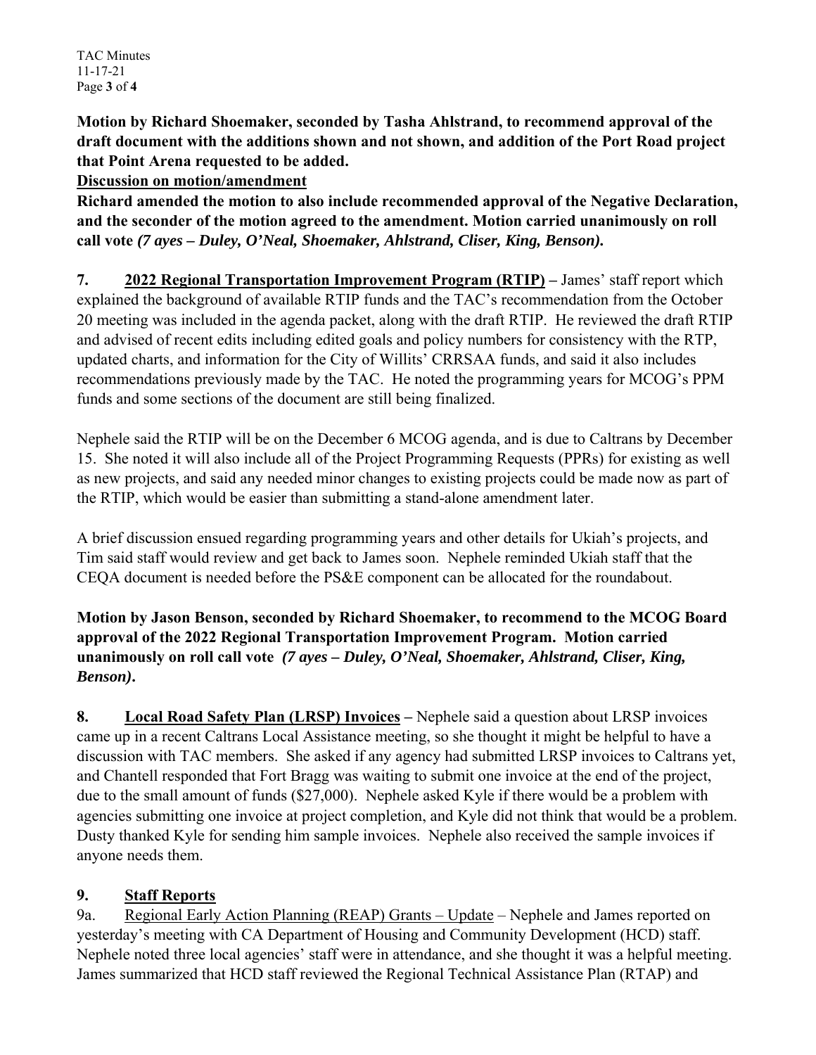**Motion by Richard Shoemaker, seconded by Tasha Ahlstrand, to recommend approval of the draft document with the additions shown and not shown, and addition of the Port Road project that Point Arena requested to be added.**

**Discussion on motion/amendment**

**Richard amended the motion to also include recommended approval of the Negative Declaration, and the seconder of the motion agreed to the amendment. Motion carried unanimously on roll call vote *(7 ayes – Duley, O'Neal, Shoemaker, Ahlstrand, Cliser, King, Benson).***

**7. 2022 Regional Transportation Improvement Program (RTIP) –** James' staff report which explained the background of available RTIP funds and the TAC's recommendation from the October 20 meeting was included in the agenda packet, along with the draft RTIP. He reviewed the draft RTIP and advised of recent edits including edited goals and policy numbers for consistency with the RTP, updated charts, and information for the City of Willits' CRRSAA funds, and said it also includes recommendations previously made by the TAC. He noted the programming years for MCOG's PPM funds and some sections of the document are still being finalized.

Nephele said the RTIP will be on the December 6 MCOG agenda, and is due to Caltrans by December 15. She noted it will also include all of the Project Programming Requests (PPRs) for existing as well as new projects, and said any needed minor changes to existing projects could be made now as part of the RTIP, which would be easier than submitting a stand-alone amendment later.

A brief discussion ensued regarding programming years and other details for Ukiah's projects, and Tim said staff would review and get back to James soon. Nephele reminded Ukiah staff that the CEQA document is needed before the PS&E component can be allocated for the roundabout.

**Motion by Jason Benson, seconded by Richard Shoemaker, to recommend to the MCOG Board approval of the 2022 Regional Transportation Improvement Program. Motion carried unanimously on roll call vote *(7 ayes – Duley, O'Neal, Shoemaker, Ahlstrand, Cliser, King, Benson)*.**

**8. Local Road Safety Plan (LRSP) Invoices –** Nephele said a question about LRSP invoices came up in a recent Caltrans Local Assistance meeting, so she thought it might be helpful to have a discussion with TAC members. She asked if any agency had submitted LRSP invoices to Caltrans yet, and Chantell responded that Fort Bragg was waiting to submit one invoice at the end of the project, due to the small amount of funds ($27,000). Nephele asked Kyle if there would be a problem with agencies submitting one invoice at project completion, and Kyle did not think that would be a problem. Dusty thanked Kyle for sending him sample invoices. Nephele also received the sample invoices if anyone needs them.

**9. Staff Reports**

9a. Regional Early Action Planning (REAP) Grants – Update – Nephele and James reported on yesterday's meeting with CA Department of Housing and Community Development (HCD) staff. Nephele noted three local agencies' staff were in attendance, and she thought it was a helpful meeting. James summarized that HCD staff reviewed the Regional Technical Assistance Plan (RTAP) and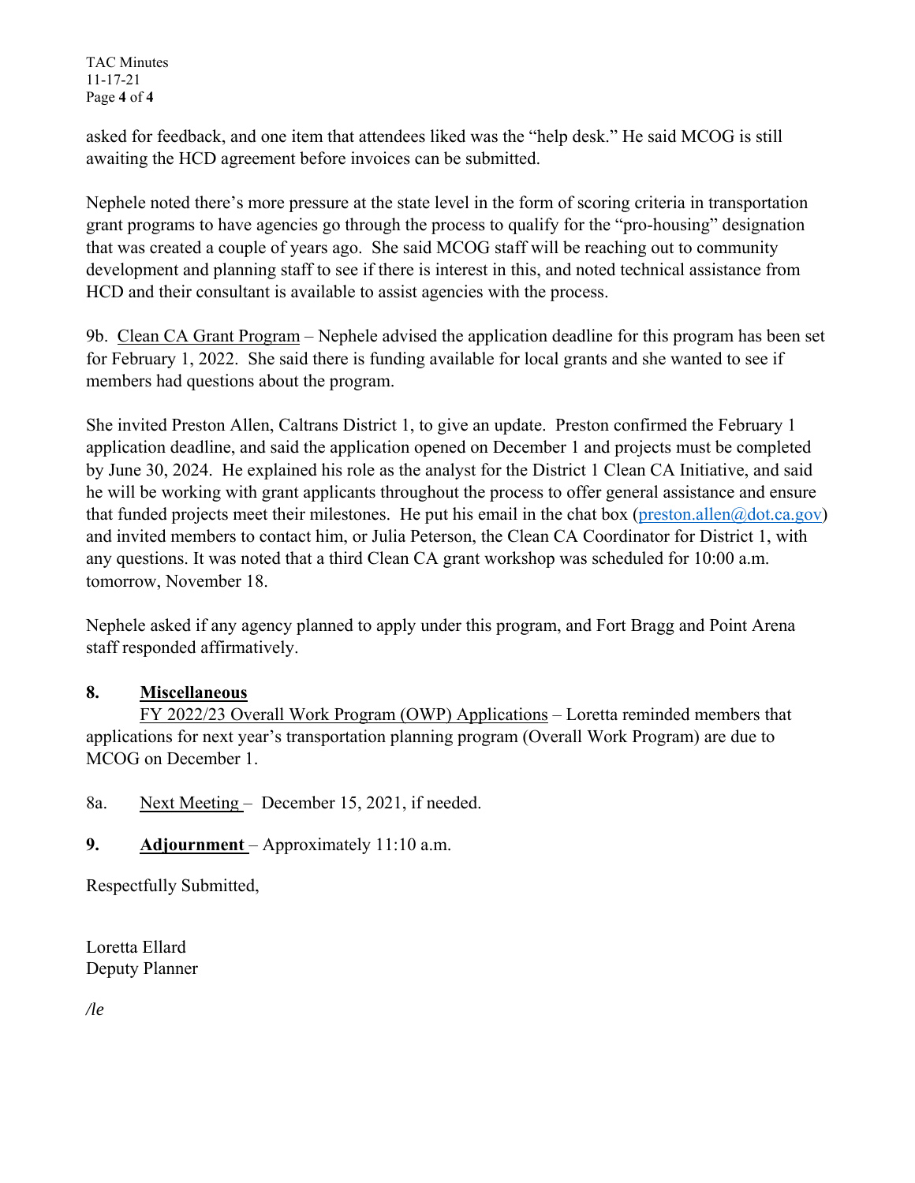asked for feedback, and one item that attendees liked was the "help desk." He said MCOG is still awaiting the HCD agreement before invoices can be submitted.

Nephele noted there's more pressure at the state level in the form of scoring criteria in transportation grant programs to have agencies go through the process to qualify for the "pro-housing" designation that was created a couple of years ago. She said MCOG staff will be reaching out to community development and planning staff to see if there is interest in this, and noted technical assistance from HCD and their consultant is available to assist agencies with the process.

9b. Clean CA Grant Program – Nephele advised the application deadline for this program has been set for February 1, 2022. She said there is funding available for local grants and she wanted to see if members had questions about the program.

She invited Preston Allen, Caltrans District 1, to give an update. Preston confirmed the February 1 application deadline, and said the application opened on December 1 and projects must be completed by June 30, 2024. He explained his role as the analyst for the District 1 Clean CA Initiative, and said he will be working with grant applicants throughout the process to offer general assistance and ensure that funded projects meet their milestones. He put his email in the chat box (preston.allen@dot.ca.gov) and invited members to contact him, or Julia Peterson, the Clean CA Coordinator for District 1, with any questions. It was noted that a third Clean CA grant workshop was scheduled for 10:00 a.m. tomorrow, November 18.

Nephele asked if any agency planned to apply under this program, and Fort Bragg and Point Arena staff responded affirmatively.

**8. Miscellaneous**

FY 2022/23 Overall Work Program (OWP) Applications – Loretta reminded members that applications for next year's transportation planning program (Overall Work Program) are due to MCOG on December 1.

8a. Next Meeting – December 15, 2021, if needed.

**9. Adjournment** – Approximately 11:10 a.m.

Respectfully Submitted,

Loretta Ellard
Deputy Planner

*/le*